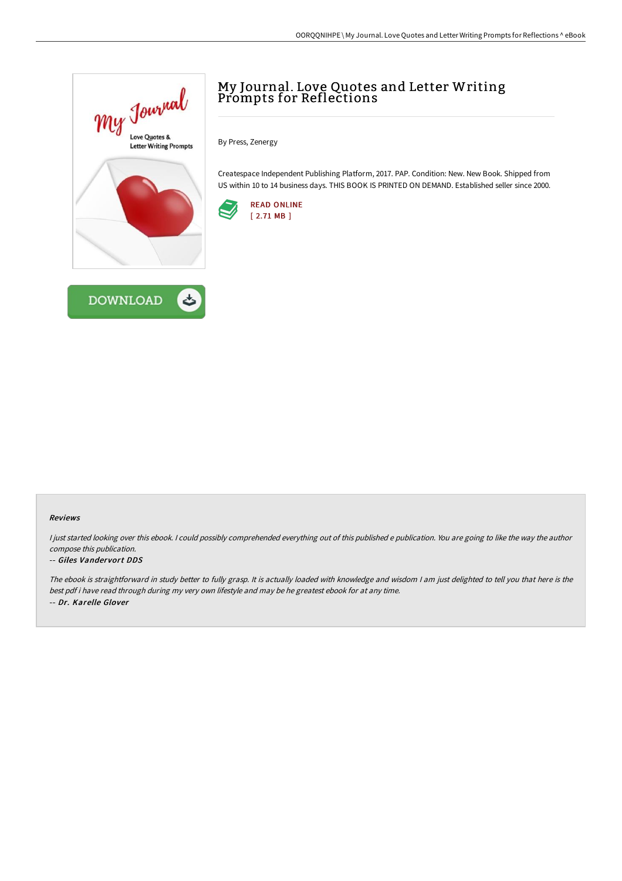# My Journal. Love Quotes and Letter Writing Prompts for Reflections

By Press, Zenergy

Createspace Independent Publishing Platform, 2017. PAP. Condition: New. New Book. Shipped from US within 10 to 14 business days. THIS BOOK IS PRINTED ON DEMAND. Established seller since 2000.

READ ONLINE
[ 2.71 MB ]

DOWNLOAD

### Reviews

*I just started looking over this ebook. I could possibly comprehended everything out of this published e publication. You are going to like the way the author compose this publication.*

*-- Giles Vandervort DDS*

*The ebook is straightforward in study better to fully grasp. It is actually loaded with knowledge and wisdom I am just delighted to tell you that here is the best pdf i have read through during my very own lifestyle and may be he greatest ebook for at any time.*

*-- Dr. Karelle Glover*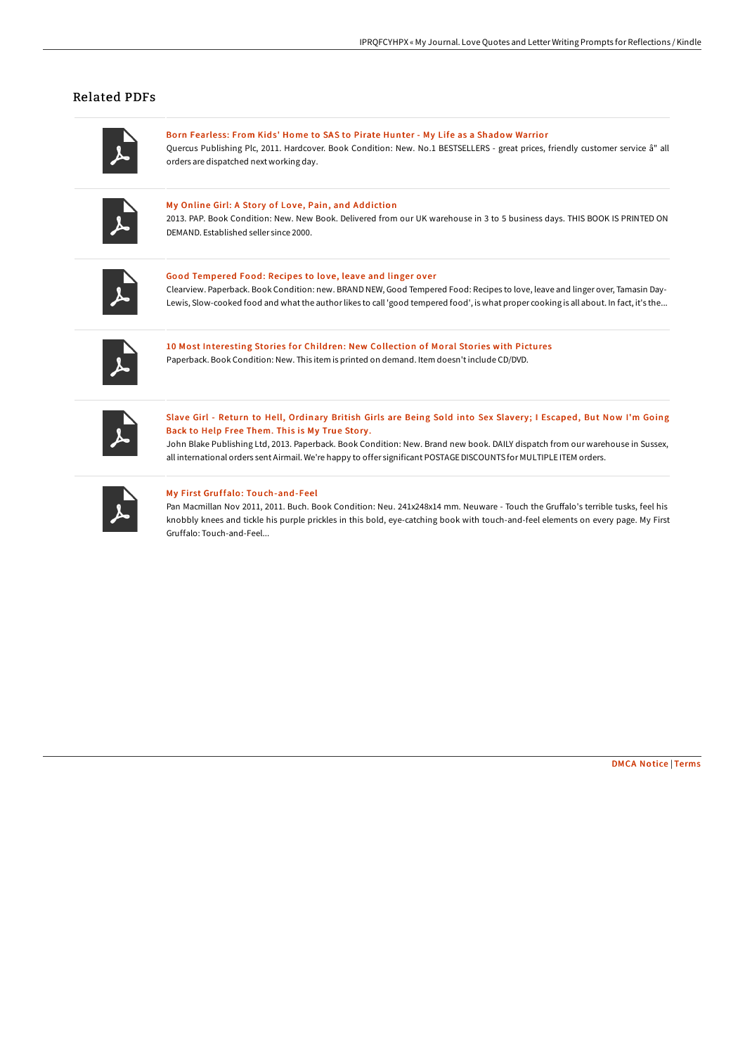## Related PDFs

**Born Fearless: From Kids' Home to SAS to Pirate Hunter - My Life as a Shadow Warrior**

Quercus Publishing Plc, 2011. Hardcover. Book Condition: New. No.1 BESTSELLERS - great prices, friendly customer service â" all orders are dispatched next working day.

**My Online Girl: A Story of Love, Pain, and Addiction**

2013. PAP. Book Condition: New. New Book. Delivered from our UK warehouse in 3 to 5 business days. THIS BOOK IS PRINTED ON DEMAND. Established seller since 2000.

**Good Tempered Food: Recipes to love, leave and linger over**

Clearview. Paperback. Book Condition: new. BRAND NEW, Good Tempered Food: Recipes to love, leave and linger over, Tamasin Day-Lewis, Slow-cooked food and what the author likes to call 'good tempered food', is what proper cooking is all about. In fact, it's the...

**10 Most Interesting Stories for Children: New Collection of Moral Stories with Pictures**

Paperback. Book Condition: New. This item is printed on demand. Item doesn't include CD/DVD.

**Slave Girl - Return to Hell, Ordinary British Girls are Being Sold into Sex Slavery; I Escaped, But Now I'm Going Back to Help Free Them. This is My True Story.**

John Blake Publishing Ltd, 2013. Paperback. Book Condition: New. Brand new book. DAILY dispatch from our warehouse in Sussex, all international orders sent Airmail. We're happy to offer significant POSTAGE DISCOUNTS for MULTIPLE ITEM orders.

**My First Gruffalo: Touch-and-Feel**

Pan Macmillan Nov 2011, 2011. Buch. Book Condition: Neu. 241x248x14 mm. Neuware - Touch the Gruffalo's terrible tusks, feel his knobbly knees and tickle his purple prickles in this bold, eye-catching book with touch-and-feel elements on every page. My First Gruffalo: Touch-and-Feel...

DMCA Notice | Terms